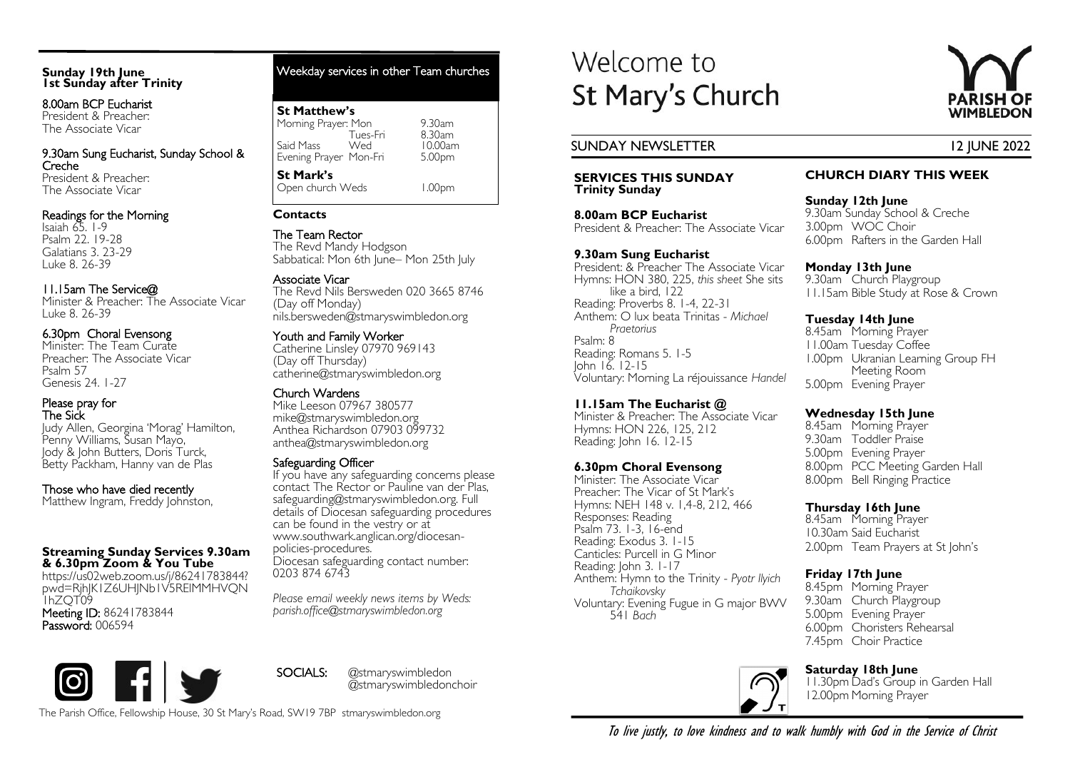# Welcome to St Mary's Church

PARISH OF WIMBLEDON

SUNDAY NEWSLETTER 12 JUNE 2022

## SERVICES THIS SUNDAY
**Trinity Sunday**

### 8.00am BCP Eucharist
President & Preacher: The Associate Vicar

### 9.30am Sung Eucharist
President: & Preacher The Associate Vicar
Hymns: HON 380, 225, *this sheet* She sits like a bird, 122
Reading: Proverbs 8. 1-4, 22-31
Anthem: O lux beata Trinitas - *Michael Praetorius*
Psalm: 8
Reading: Romans 5. 1-5
John 16. 12-15
Voluntary: Morning La réjouissance *Handel*

### 11.15am The Eucharist @
Minister & Preacher: The Associate Vicar
Hymns: HON 226, 125, 212
Reading: John 16. 12-15

### 6.30pm Choral Evensong
Minister: The Associate Vicar
Preacher: The Vicar of St Mark's
Hymns: NEH 148 v. 1,4-8, 212, 466
Responses: Reading
Psalm 73. 1-3, 16-end
Reading: Exodus 3. 1-15
Canticles: Purcell in G Minor
Reading: John 3. 1-17
Anthem: Hymn to the Trinity - *Pyotr Ilyich Tchaikovsky*
Voluntary: Evening Fugue in G major BWV 541 *Bach*

## CHURCH DIARY THIS WEEK

**Sunday 12th June**
9.30am Sunday School & Creche
3.00pm WOC Choir
6.00pm Rafters in the Garden Hall

**Monday 13th June**
9.30am Church Playgroup
11.15am Bible Study at Rose & Crown

**Tuesday 14th June**
8.45am Morning Prayer
11.00am Tuesday Coffee
1.00pm Ukranian Learning Group FH Meeting Room
5.00pm Evening Prayer

**Wednesday 15th June**
8.45am Morning Prayer
9.30am Toddler Praise
5.00pm Evening Prayer
8.00pm PCC Meeting Garden Hall
8.00pm Bell Ringing Practice

**Thursday 16th June**
8.45am Morning Prayer
10.30am Said Eucharist
2.00pm Team Prayers at St John's

**Friday 17th June**
8.45pm Morning Prayer
9.30am Church Playgroup
5.00pm Evening Prayer
6.00pm Choristers Rehearsal
7.45pm Choir Practice

**Saturday 18th June**
11.30pm Dad's Group in Garden Hall
12.00pm Morning Prayer

*To live justly, to love kindness and to walk humbly with God in the Service of Christ*

## Sunday 19th June
**1st Sunday after Trinity**

**8.00am BCP Eucharist**
President & Preacher:
The Associate Vicar

**9.30am Sung Eucharist, Sunday School & Creche**
President & Preacher:
The Associate Vicar

**Readings for the Morning**
Isaiah 65. 1-9
Psalm 22. 19-28
Galatians 3. 23-29
Luke 8. 26-39

**11.15am The Service@**
Minister & Preacher: The Associate Vicar
Luke 8. 26-39

**6.30pm Choral Evensong**
Minister: The Team Curate
Preacher: The Associate Vicar
Psalm 57
Genesis 24. 1-27

**Please pray for**
**The Sick**
Judy Allen, Georgina 'Morag' Hamilton, Penny Williams, Susan Mayo, Jody & John Butters, Doris Turck, Betty Packham, Hanny van de Plas

**Those who have died recently**
Matthew Ingram, Freddy Johnston,

**Streaming Sunday Services 9.30am & 6.30pm Zoom & You Tube**
https://us02web.zoom.us/j/86241783844?pwd=RjhJK1Z6UHJNb1V5REIMMHVQN1hZQT09
**Meeting ID:** 86241783844
**Password:** 006594

## Weekday services in other Team churches

**St Matthew's**

| | | |
|---|---|---|
| Morning Prayer: | Mon | 9.30am |
| | Tues-Fri | 8.30am |
| Said Mass | Wed | 10.00am |
| Evening Prayer | Mon-Fri | 5.00pm |

**St Mark's**
Open church Weds 1.00pm

## Contacts

**The Team Rector**
The Revd Mandy Hodgson
Sabbatical: Mon 6th June– Mon 25th July

**Associate Vicar**
The Revd Nils Bersweden 020 3665 8746
(Day off Monday)
nils.bersweden@stmaryswimbledon.org

**Youth and Family Worker**
Catherine Linsley 07970 969143
(Day off Thursday)
catherine@stmaryswimbledon.org

**Church Wardens**
Mike Leeson 07967 380577
mike@stmaryswimbledon.org
Anthea Richardson 07903 099732
anthea@stmaryswimbledon.org

**Safeguarding Officer**
If you have any safeguarding concerns please contact The Rector or Pauline van der Plas, safeguarding@stmaryswimbledon.org. Full details of Diocesan safeguarding procedures can be found in the vestry or at www.southwark.anglican.org/diocesan-policies-procedures.
Diocesan safeguarding contact number: 0203 874 6743

*Please email weekly news items by Weds: parish.office@stmaryswimbledon.org*

SOCIALS: @stmaryswimbledon
@stmaryswimbledonchoir

The Parish Office, Fellowship House, 30 St Mary's Road, SW19 7BP stmaryswimbledon.org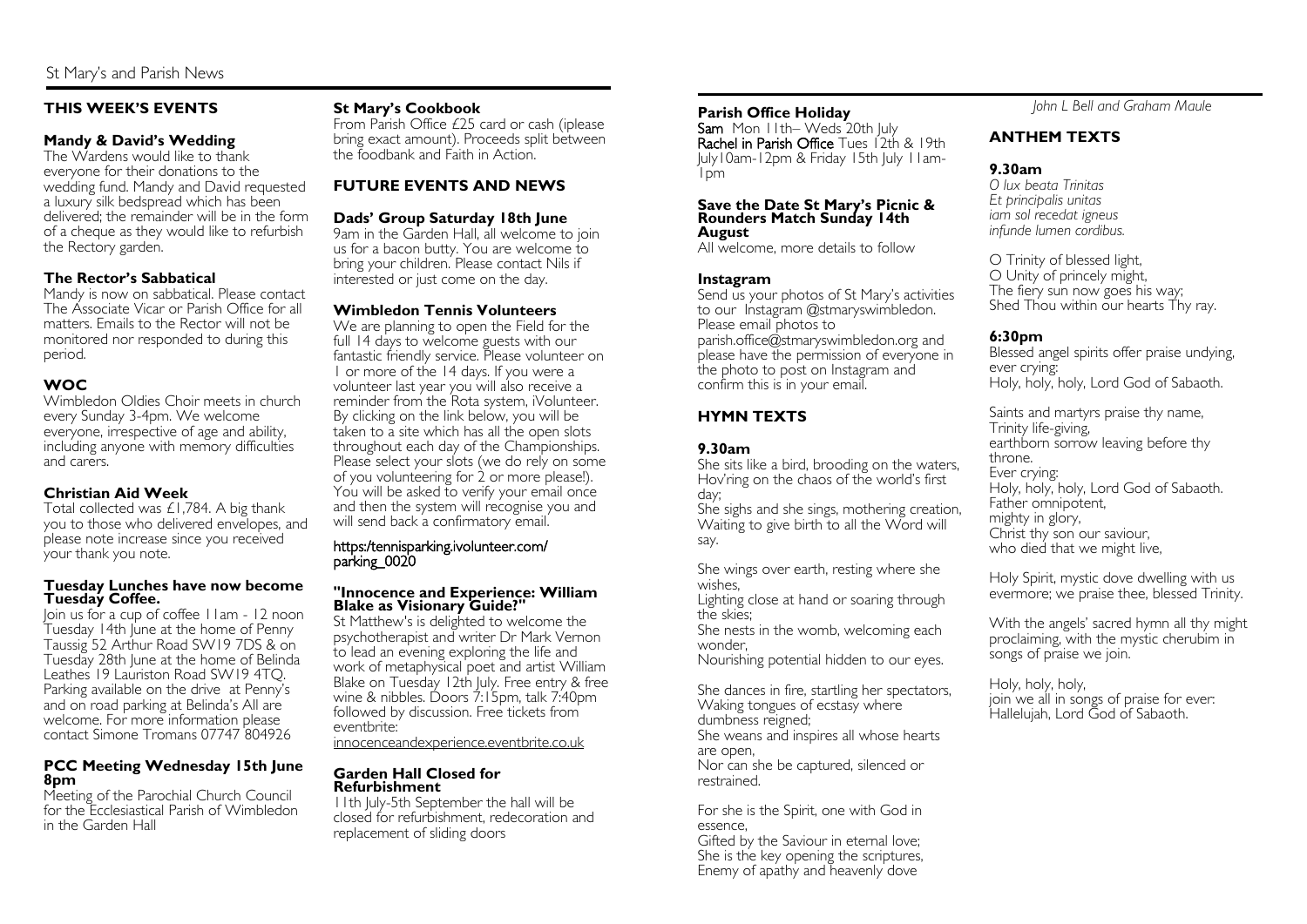## THIS WEEK'S EVENTS

### Mandy & David's Wedding

The Wardens would like to thank everyone for their donations to the wedding fund. Mandy and David requested a luxury silk bedspread which has been delivered; the remainder will be in the form of a cheque as they would like to refurbish the Rectory garden.

### The Rector's Sabbatical

Mandy is now on sabbatical. Please contact The Associate Vicar or Parish Office for all matters. Emails to the Rector will not be monitored nor responded to during this period.

### WOC

Wimbledon Oldies Choir meets in church every Sunday 3-4pm. We welcome everyone, irrespective of age and ability, including anyone with memory difficulties and carers.

### Christian Aid Week

Total collected was £1,784. A big thank you to those who delivered envelopes, and please note increase since you received your thank you note.

### Tuesday Lunches have now become Tuesday Coffee.

Join us for a cup of coffee 11am - 12 noon Tuesday 14th June at the home of Penny Taussig 52 Arthur Road SW19 7DS & on Tuesday 28th June at the home of Belinda Leathes 19 Lauriston Road SW19 4TQ. Parking available on the drive at Penny's and on road parking at Belinda's All are welcome. For more information please contact Simone Tromans 07747 804926

### PCC Meeting Wednesday 15th June 8pm

Meeting of the Parochial Church Council for the Ecclesiastical Parish of Wimbledon in the Garden Hall

### St Mary's Cookbook

From Parish Office £25 card or cash (please bring exact amount). Proceeds split between the foodbank and Faith in Action.

## FUTURE EVENTS AND NEWS

### Dads' Group Saturday 18th June

9am in the Garden Hall, all welcome to join us for a bacon butty. You are welcome to bring your children. Please contact Nils if interested or just come on the day.

### Wimbledon Tennis Volunteers

We are planning to open the Field for the full 14 days to welcome guests with our fantastic friendly service. Please volunteer on 1 or more of the 14 days. If you were a volunteer last year you will also receive a reminder from the Rota system, iVolunteer. By clicking on the link below, you will be taken to a site which has all the open slots throughout each day of the Championships. Please select your slots (we do rely on some of you volunteering for 2 or more please!). You will be asked to verify your email once and then the system will recognise you and will send back a confirmatory email.

https:/tennisparking.ivolunteer.com/parking_0020

### "Innocence and Experience: William Blake as Visionary Guide?"

St Matthew's is delighted to welcome the psychotherapist and writer Dr Mark Vernon to lead an evening exploring the life and work of metaphysical poet and artist William Blake on Tuesday 12th July. Free entry & free wine & nibbles. Doors 7:15pm, talk 7:40pm followed by discussion. Free tickets from eventbrite:
innocenceandexperience.eventbrite.co.uk

### Garden Hall Closed for Refurbishment

11th July-5th September the hall will be closed for refurbishment, redecoration and replacement of sliding doors

### Parish Office Holiday

**Sam** Mon 11th– Weds 20th July
**Rachel in Parish Office** Tues 12th & 19th July10am-12pm & Friday 15th July 11am-1pm

### Save the Date St Mary's Picnic & Rounders Match Sunday 14th August

All welcome, more details to follow

### Instagram

Send us your photos of St Mary's activities to our Instagram @stmaryswimbledon. Please email photos to parish.office@stmaryswimbledon.org and please have the permission of everyone in the photo to post on Instagram and confirm this is in your email.

## HYMN TEXTS

### 9.30am

She sits like a bird, brooding on the waters,
Hov'ring on the chaos of the world's first day;
She sighs and she sings, mothering creation,
Waiting to give birth to all the Word will say.

She wings over earth, resting where she wishes,
Lighting close at hand or soaring through the skies;
She nests in the womb, welcoming each wonder,
Nourishing potential hidden to our eyes.

She dances in fire, startling her spectators,
Waking tongues of ecstasy where dumbness reigned;
She weans and inspires all whose hearts are open,
Nor can she be captured, silenced or restrained.

For she is the Spirit, one with God in essence,
Gifted by the Saviour in eternal love;
She is the key opening the scriptures,
Enemy of apathy and heavenly dove

*John L Bell and Graham Maule*

## ANTHEM TEXTS

### 9.30am

*O lux beata Trinitas*
*Et principalis unitas*
*iam sol recedat igneus*
*infunde lumen cordibus.*

O Trinity of blessed light,
O Unity of princely might,
The fiery sun now goes his way;
Shed Thou within our hearts Thy ray.

### 6:30pm

Blessed angel spirits offer praise undying, ever crying:
Holy, holy, holy, Lord God of Sabaoth.

Saints and martyrs praise thy name,
Trinity life-giving,
earthborn sorrow leaving before thy throne.
Ever crying:
Holy, holy, holy, Lord God of Sabaoth.
Father omnipotent,
mighty in glory,
Christ thy son our saviour,
who died that we might live,

Holy Spirit, mystic dove dwelling with us evermore; we praise thee, blessed Trinity.

With the angels' sacred hymn all thy might proclaiming, with the mystic cherubim in songs of praise we join.

Holy, holy, holy,
join we all in songs of praise for ever:
Hallelujah, Lord God of Sabaoth.